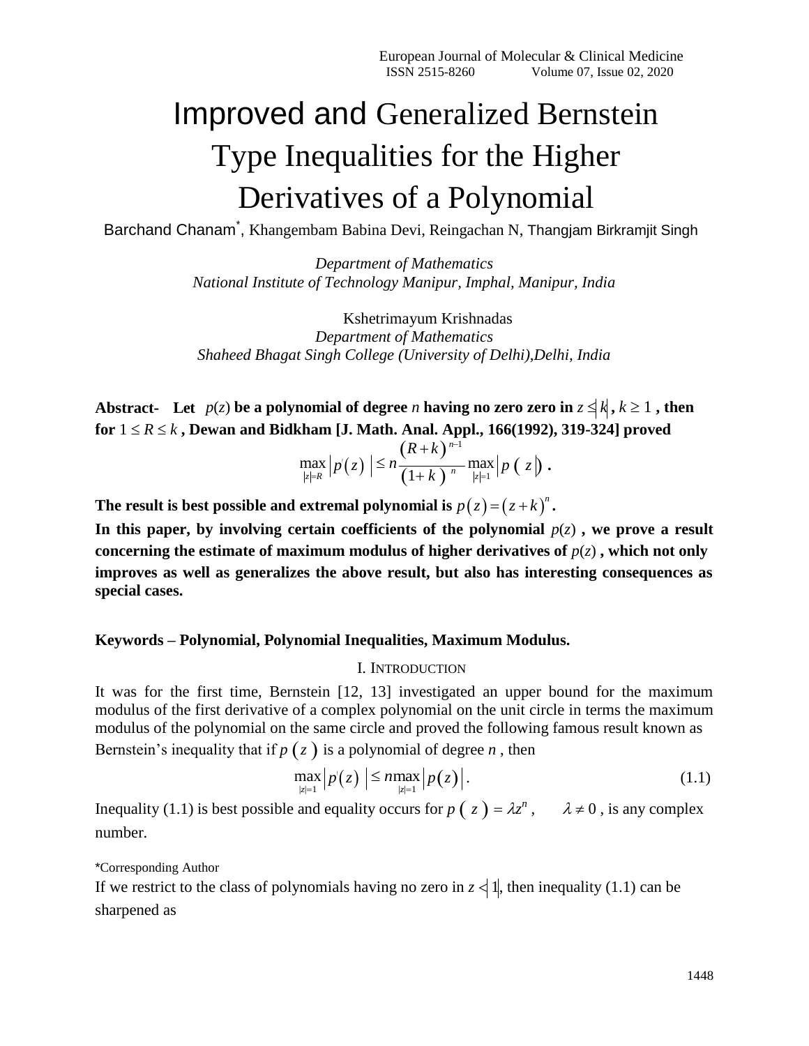# Improved and Generalized Bernstein Type Inequalities for the Higher Derivatives of a Polynomial

Barchand Chanam*, Khangembam Babina Devi, Reingachan N, Thangjam Birkramjit Singh

*Department of Mathematics*
*National Institute of Technology Manipur, Imphal, Manipur, India*

Kshetrimayum Krishnadas
*Department of Mathematics*
*Shaheed Bhagat Singh College (University of Delhi),Delhi, India*

**Abstract- Let $p(z)$ be a polynomial of degree $n$ having no zero zero in $|z| \leq k$, $k \geq 1$, then for $1 \leq R \leq k$, Dewan and Bidkham [J. Math. Anal. Appl., 166(1992), 319-324] proved**

$$\max_{|z|=R} |p'(z)| \leq n \frac{(R+k)^{n-1}}{(1+k)^n} \max_{|z|=1} |p(z)| .$$

**The result is best possible and extremal polynomial is $p(z) = (z+k)^n$.**

**In this paper, by involving certain coefficients of the polynomial $p(z)$, we prove a result concerning the estimate of maximum modulus of higher derivatives of $p(z)$, which not only improves as well as generalizes the above result, but also has interesting consequences as special cases.**

**Keywords – Polynomial, Polynomial Inequalities, Maximum Modulus.**

## I. Introduction

It was for the first time, Bernstein [12, 13] investigated an upper bound for the maximum modulus of the first derivative of a complex polynomial on the unit circle in terms the maximum modulus of the polynomial on the same circle and proved the following famous result known as Bernstein's inequality that if $p(z)$ is a polynomial of degree $n$, then

$$\max_{|z|=1} |p'(z)| \leq n \max_{|z|=1} |p(z)|. \tag{1.1}$$

Inequality (1.1) is best possible and equality occurs for $p(z) = \lambda z^n$, $\lambda \neq 0$, is any complex number.

*Corresponding Author

If we restrict to the class of polynomials having no zero in $|z| < 1$, then inequality (1.1) can be sharpened as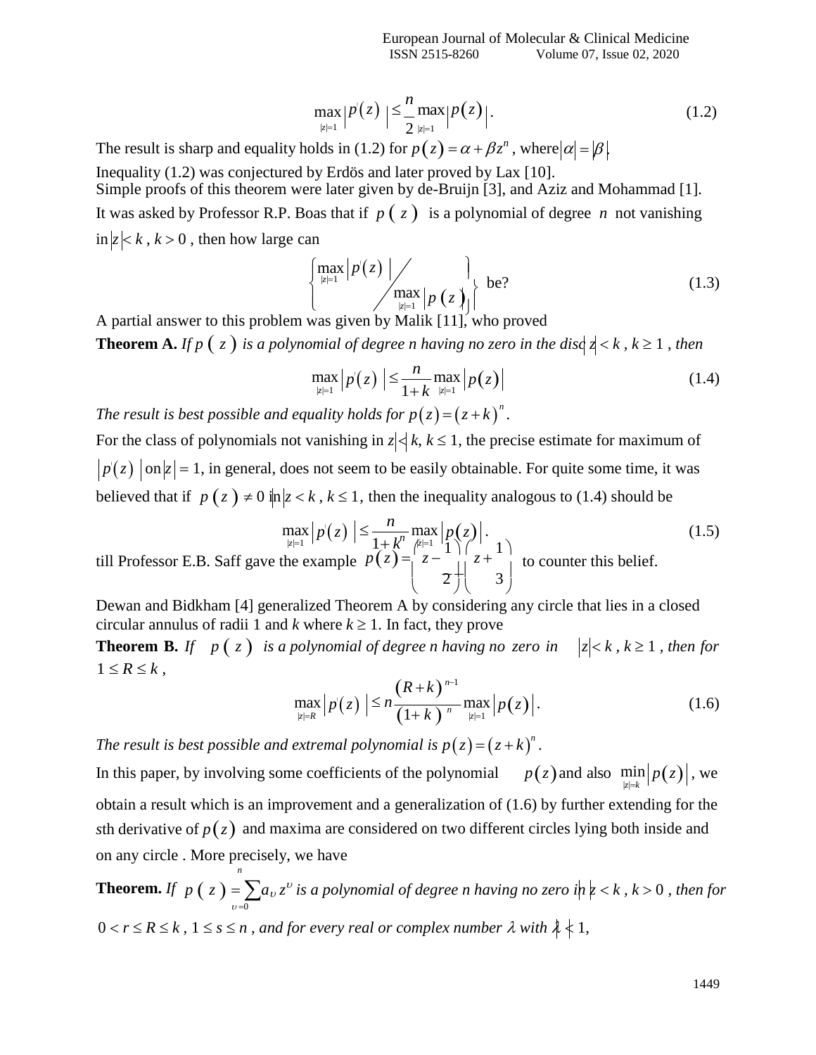$$\max_{|z|=1}\left|p'(z)\right| \le \frac{n}{2}\max_{|z|=1}\left|p(z)\right|. \tag{1.2}$$

The result is sharp and equality holds in (1.2) for $p(z)=\alpha+\beta z^n$, where $|\alpha|=|\beta|$.

Inequality (1.2) was conjectured by Erdös and later proved by Lax [10].
Simple proofs of this theorem were later given by de-Bruijn [3], and Aziz and Mohammad [1].
It was asked by Professor R.P. Boas that if $p(z)$ is a polynomial of degree $n$ not vanishing in $|z|<k$, $k>0$, then how large can

$$\left\{ \max_{|z|=1}\left|p'(z)\right| \Big/ \max_{|z|=1}\left|p(z)\right| \right\} \text{ be?} \tag{1.3}$$

A partial answer to this problem was given by Malik [11], who proved

**Theorem A.** *If $p(z)$ is a polynomial of degree n having no zero in the disc $|z|<k$, $k\ge 1$, then*

$$\max_{|z|=1}\left|p'(z)\right| \le \frac{n}{1+k}\max_{|z|=1}\left|p(z)\right| \tag{1.4}$$

*The result is best possible and equality holds for $p(z)=(z+k)^n$.*

For the class of polynomials not vanishing in $|z|<k$, $k\le 1$, the precise estimate for maximum of $\left|p'(z)\right|$ on $|z|=1$, in general, does not seem to be easily obtainable. For quite some time, it was believed that if $p(z)\ne 0$ in $|z|<k$, $k\le 1$, then the inequality analogous to (1.4) should be

$$\max_{|z|=1}\left|p'(z)\right| \le \frac{n}{1+k^n}\max_{|z|=1}\left|p(z)\right|. \tag{1.5}$$

till Professor E.B. Saff gave the example $p(z)=\left(z-\frac{1}{2}\right)\left(z+\frac{1}{3}\right)$ to counter this belief.

Dewan and Bidkham [4] generalized Theorem A by considering any circle that lies in a closed circular annulus of radii 1 and *k* where $k\ge 1$. In fact, they prove

**Theorem B.** *If $p(z)$ is a polynomial of degree n having no zero in $|z|<k$, $k\ge 1$, then for $1\le R\le k$,*

$$\max_{|z|=R}\left|p'(z)\right| \le n\frac{(R+k)^{n-1}}{(1+k)^n}\max_{|z|=1}\left|p(z)\right|. \tag{1.6}$$

*The result is best possible and extremal polynomial is $p(z)=(z+k)^n$.*

In this paper, by involving some coefficients of the polynomial $p(z)$ and also $\min_{|z|=k}\left|p(z)\right|$, we obtain a result which is an improvement and a generalization of (1.6) by further extending for the *s*th derivative of $p(z)$ and maxima are considered on two different circles lying both inside and on any circle . More precisely, we have

**Theorem.** *If $p(z)=\sum_{\upsilon=0}^{n} a_\upsilon z^\upsilon$ is a polynomial of degree n having no zero in $|z|<k$, $k>0$, then for $0<r\le R\le k$, $1\le s\le n$, and for every real or complex number $\lambda$ with $|\lambda|<1$,*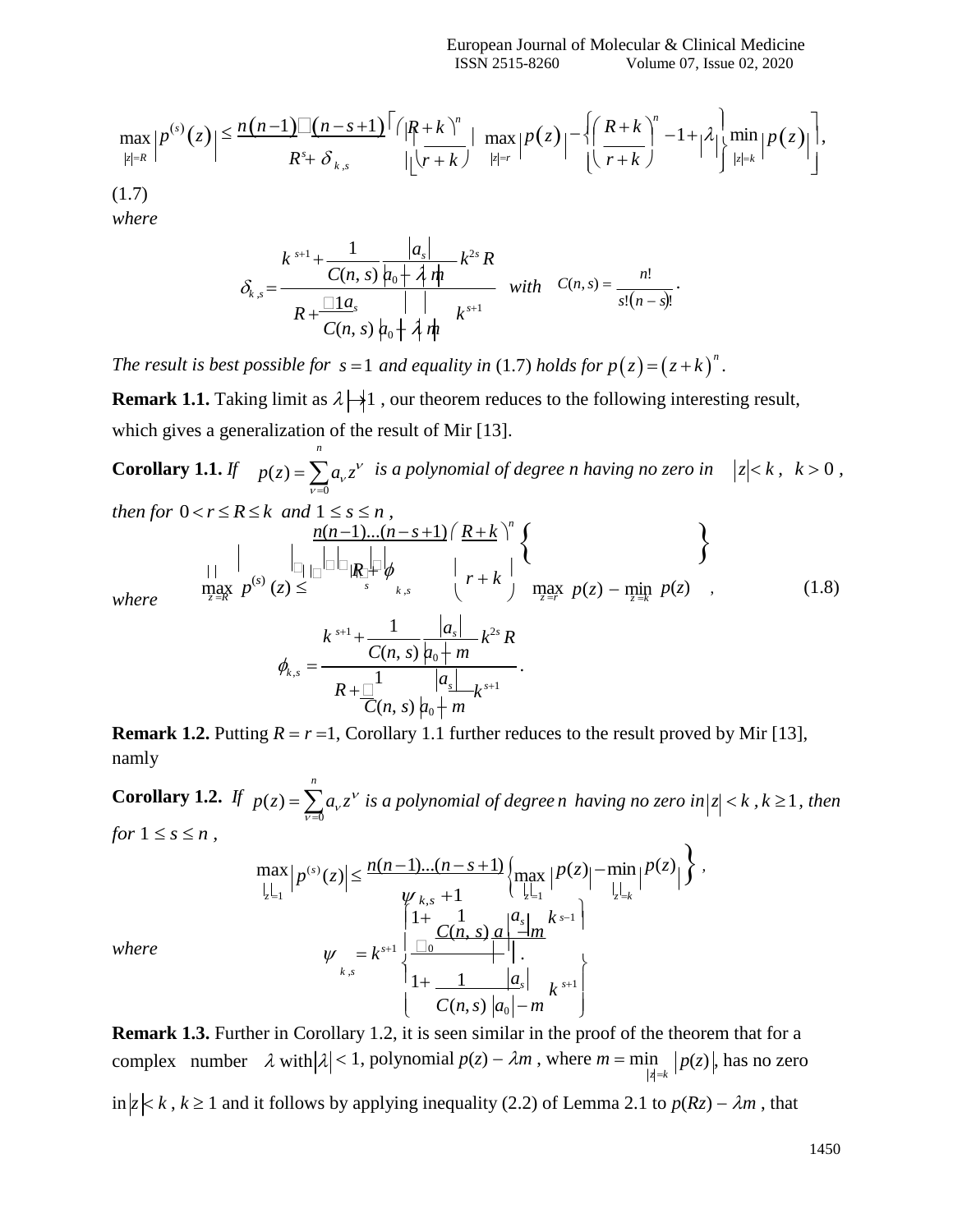$$\max_{|z|=R}\left|p^{(s)}(z)\right| \le \frac{n(n-1)\cdots(n-s+1)}{R^s+\delta_{k,s}}\left[\left(\frac{R+k}{r+k}\right)^n \max_{|z|=r}|p(z)| - \left\{\left(\frac{R+k}{r+k}\right)^n - 1 + |\lambda|\right\}\min_{|z|=k}|p(z)|\right],$$

(1.7)

*where*

$$\delta_{k,s} = \frac{k^{s+1} + \dfrac{1}{C(n,s)}\dfrac{|a_s|}{|a_0| - |\lambda| m}k^{2s}R}{R + \dfrac{1}{C(n,s)}\dfrac{|a_s|}{|a_0| - |\lambda| m}k^{s+1}} \quad with \quad C(n,s) = \frac{n!}{s!(n-s)!}.$$

*The result is best possible for* $s=1$ *and equality in* (1.7) *holds for* $p(z) = (z+k)^n$.

**Remark 1.1.** Taking limit as $|\lambda| \to 1$, our theorem reduces to the following interesting result, which gives a generalization of the result of Mir [13].

**Corollary 1.1.** *If* $p(z) = \sum_{\nu=0}^{n} a_\nu z^\nu$ *is a polynomial of degree n having no zero in* $|z| < k$, $k > 0$, *then for* $0 < r \le R \le k$ *and* $1 \le s \le n$,

$$\max_{|z|=R}\left|p^{(s)}(z)\right| \le \frac{n(n-1)\ldots(n-s+1)}{R^s+\phi_{k,s}}\left(\frac{R+k}{r+k}\right)^n\left\{\max_{|z|=r}|p(z)| - \min_{|z|=k}|p(z)|\right\}, \tag{1.8}$$

*where*

$$\phi_{k,s} = \frac{k^{s+1} + \dfrac{1}{C(n,s)}\dfrac{|a_s|}{|a_0| - m}k^{2s}R}{R + \dfrac{1}{C(n,s)}\dfrac{|a_s|}{|a_0| - m}k^{s+1}}.$$

**Remark 1.2.** Putting $R = r = 1$, Corollary 1.1 further reduces to the result proved by Mir [13], namly

**Corollary 1.2.** *If* $p(z) = \sum_{\nu=0}^{n} a_\nu z^\nu$ *is a polynomial of degree* $n$ *having no zero in* $|z| < k$, $k \ge 1$, *then for* $1 \le s \le n$,

$$\max_{|z|=1}\left|p^{(s)}(z)\right| \le \frac{n(n-1)\ldots(n-s+1)}{\psi_{k,s}+1}\left\{\max_{|z|=1}|p(z)| - \min_{|z|=k}|p(z)|\right\},$$

*where*

$$\psi_{k,s} = k^{s+1}\left\{\frac{1 + \dfrac{1}{C(n,s)}\dfrac{|a_s|}{|a_0| - m}k^{s-1}}{1 + \dfrac{1}{C(n,s)}\dfrac{|a_s|}{|a_0| - m}k^{s+1}}\right\}.$$

**Remark 1.3.** Further in Corollary 1.2, it is seen similar in the proof of the theorem that for a complex number $\lambda$ with $|\lambda| < 1$, polynomial $p(z) - \lambda m$, where $m = \min_{|z|=k}|p(z)|$, has no zero in $|z| < k$, $k \ge 1$ and it follows by applying inequality (2.2) of Lemma 2.1 to $p(Rz) - \lambda m$, that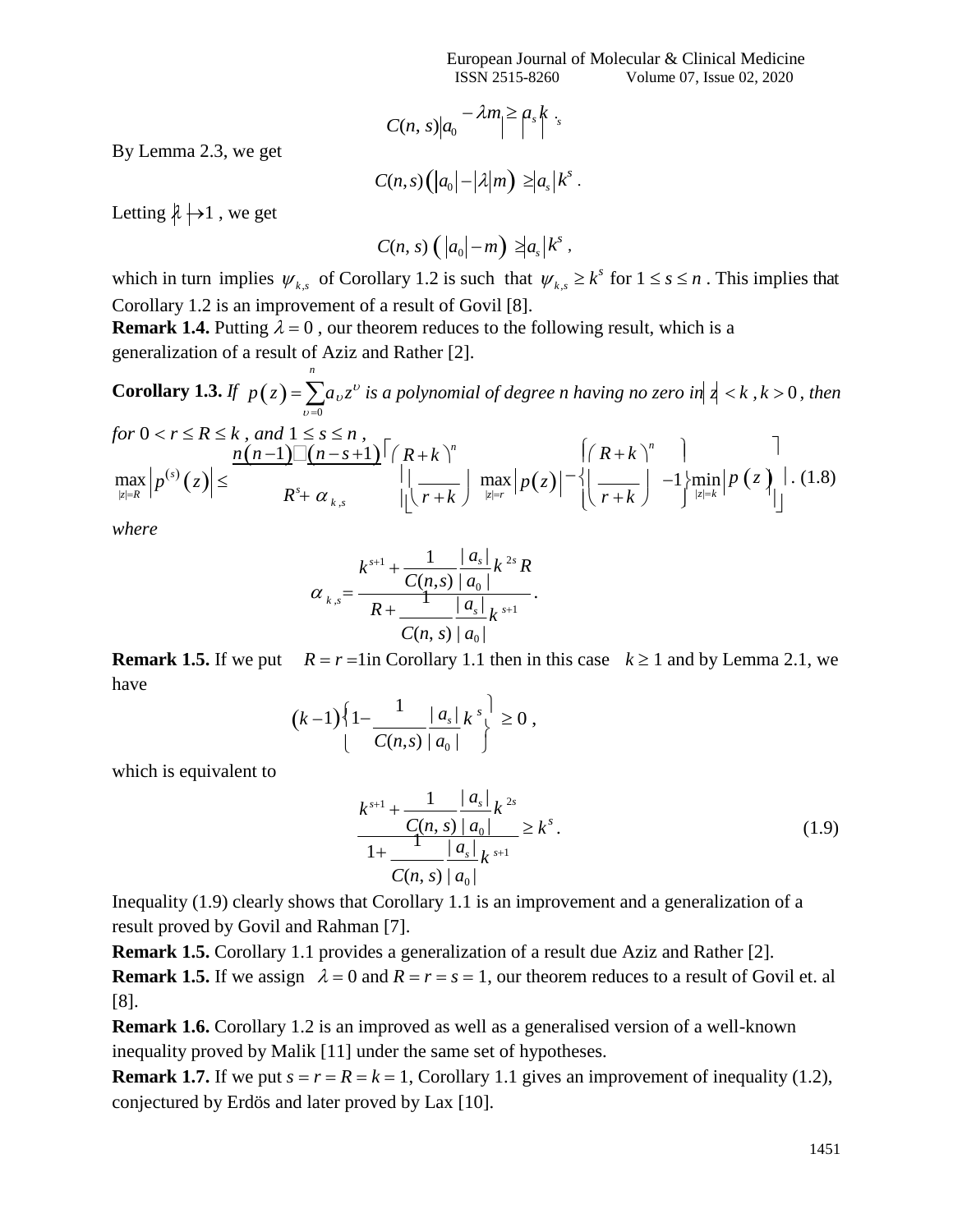$$C(n, s)|a_0 - \lambda m| \geq |a_s| k^s.$$

By Lemma 2.3, we get

$$C(n,s)\left(|a_0| - |\lambda| m\right) \geq |a_s| k^s .$$

Letting $|\lambda| \to 1$, we get

$$C(n, s)\left(|a_0| - m\right) \geq |a_s| k^s ,$$

which in turn implies $\psi_{k,s}$ of Corollary 1.2 is such that $\psi_{k,s} \geq k^s$ for $1 \leq s \leq n$. This implies that Corollary 1.2 is an improvement of a result of Govil [8].

**Remark 1.4.** Putting $\lambda = 0$, our theorem reduces to the following result, which is a generalization of a result of Aziz and Rather [2].

**Corollary 1.3.** *If $p(z) = \sum_{\upsilon=0}^{n} a_\upsilon z^\upsilon$ is a polynomial of degree n having no zero in $|z| < k$, $k > 0$, then for $0 < r \leq R \leq k$, and $1 \leq s \leq n$,*

$$\max_{|z|=R} \left|p^{(s)}(z)\right| \leq \frac{n(n-1)\cdots(n-s+1)}{R^s + \alpha_{k,s}} \left[\left(\frac{R+k}{r+k}\right)^n \max_{|z|=r} |p(z)| - \left\{\left(\frac{R+k}{r+k}\right)^n - 1\right\} \min_{|z|=k} |p(z)|\right]. \quad (1.8)$$

*where*

$$\alpha_{k,s} = \frac{k^{s+1} + \dfrac{1}{C(n,s)} \dfrac{|a_s|}{|a_0|} k^{2s} R}{R + \dfrac{1}{C(n, s)} \dfrac{|a_s|}{|a_0|} k^{s+1}}.$$

**Remark 1.5.** If we put $R = r = 1$ in Corollary 1.1 then in this case $k \geq 1$ and by Lemma 2.1, we have

$$(k-1)\left\{1 - \frac{1}{C(n,s)} \frac{|a_s|}{|a_0|} k^s\right\} \geq 0 ,$$

which is equivalent to

$$\frac{k^{s+1} + \dfrac{1}{C(n, s)} \dfrac{|a_s|}{|a_0|} k^{2s}}{1 + \dfrac{1}{C(n, s)} \dfrac{|a_s|}{|a_0|} k^{s+1}} \geq k^s. \quad (1.9)$$

Inequality (1.9) clearly shows that Corollary 1.1 is an improvement and a generalization of a result proved by Govil and Rahman [7].

**Remark 1.5.** Corollary 1.1 provides a generalization of a result due Aziz and Rather [2].

**Remark 1.5.** If we assign $\lambda = 0$ and $R = r = s = 1$, our theorem reduces to a result of Govil et. al [8].

**Remark 1.6.** Corollary 1.2 is an improved as well as a generalised version of a well-known inequality proved by Malik [11] under the same set of hypotheses.

**Remark 1.7.** If we put $s = r = R = k = 1$, Corollary 1.1 gives an improvement of inequality (1.2), conjectured by Erdös and later proved by Lax [10].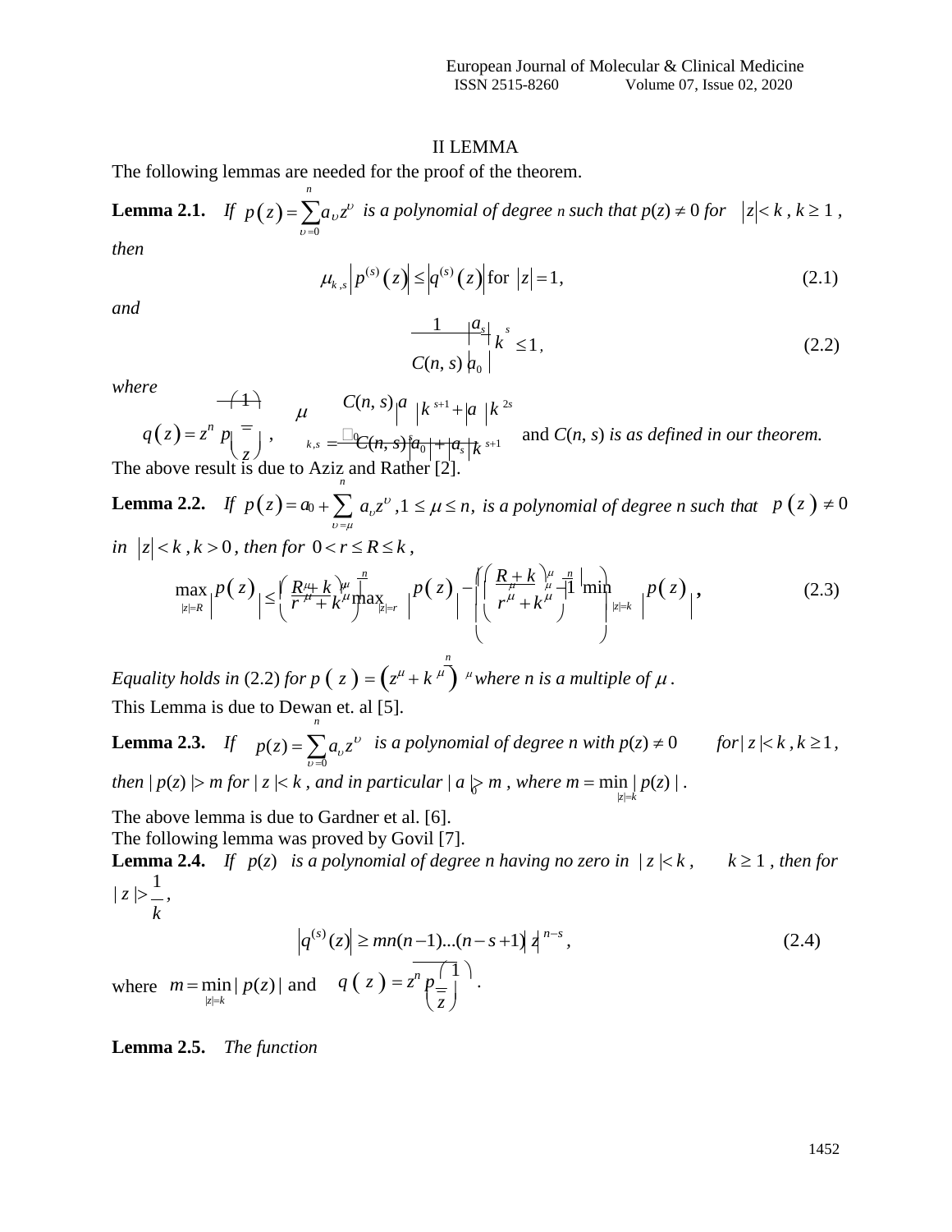## II LEMMA

The following lemmas are needed for the proof of the theorem.

**Lemma 2.1.** *If* $p(z)=\sum_{\upsilon=0}^{n}a_\upsilon z^\upsilon$ *is a polynomial of degree n such that* $p(z)\neq 0$ *for* $|z|<k$, $k\geq 1$, *then*

$$\mu_{k,s}\left|p^{(s)}(z)\right|\leq\left|q^{(s)}(z)\right| \text{ for } |z|=1, \tag{2.1}$$

*and*

$$\frac{1}{C(n,s)}\left|\frac{a_s}{a_0}\right|k^s\leq 1, \tag{2.2}$$

*where*

$q(z)=z^n\overline{p\left(\frac{1}{\overline{z}}\right)}$, $\mu_{k,s}=\frac{C(n,s)|a_0|k^{s+1}+|a_s|k^{2s}}{C(n,s)|a_0|+|a_s|k^{s+1}}$ and $C(n, s)$ *is as defined in our theorem.*

The above result is due to Aziz and Rather [2].

**Lemma 2.2.** *If* $p(z)=a_0+\sum_{\upsilon=\mu}^{n}a_\upsilon z^\upsilon$, $1\leq\mu\leq n$, *is a polynomial of degree n such that* $p(z)\neq 0$ *in* $|z|<k$, $k>0$, *then for* $0<r\leq R\leq k$,

$$\max_{|z|=R}|p(z)|\leq\left(\frac{R^\mu+k^\mu}{r^\mu+k^\mu}\right)^{\frac{n}{\mu}}\max_{|z|=r}|p(z)|-\left\{\left(\frac{R^\mu+k^\mu}{r^\mu+k^\mu}\right)^{\frac{n}{\mu}}-1\right\}\min_{|z|=k}|p(z)|, \tag{2.3}$$

*Equality holds in* (2.2) *for* $p(z)=\left(z^\mu+k^\mu\right)^{\frac{n}{\mu}}$ *where n is a multiple of* $\mu$.

This Lemma is due to Dewan et. al [5].

**Lemma 2.3.** *If* $p(z)=\sum_{\upsilon=0}^{n}a_\upsilon z^\upsilon$ *is a polynomial of degree n with* $p(z)\neq 0$ *for* $|z|<k$, $k\geq 1$, *then* $|p(z)|>m$ *for* $|z|<k$, *and in particular* $|a_0|>m$, *where* $m=\min_{|z|=k}|p(z)|$.

The above lemma is due to Gardner et al. [6].

The following lemma was proved by Govil [7].

**Lemma 2.4.** *If* $p(z)$ *is a polynomial of degree n having no zero in* $|z|<k$, $k\geq 1$, *then for* $|z|>\frac{1}{k}$,

$$\left|q^{(s)}(z)\right|\geq mn(n-1)...(n-s+1)|z|^{n-s}, \tag{2.4}$$

where $m=\min_{|z|=k}|p(z)|$ and $q(z)=z^n\overline{p\left(\frac{1}{\overline{z}}\right)}$.

**Lemma 2.5.** *The function*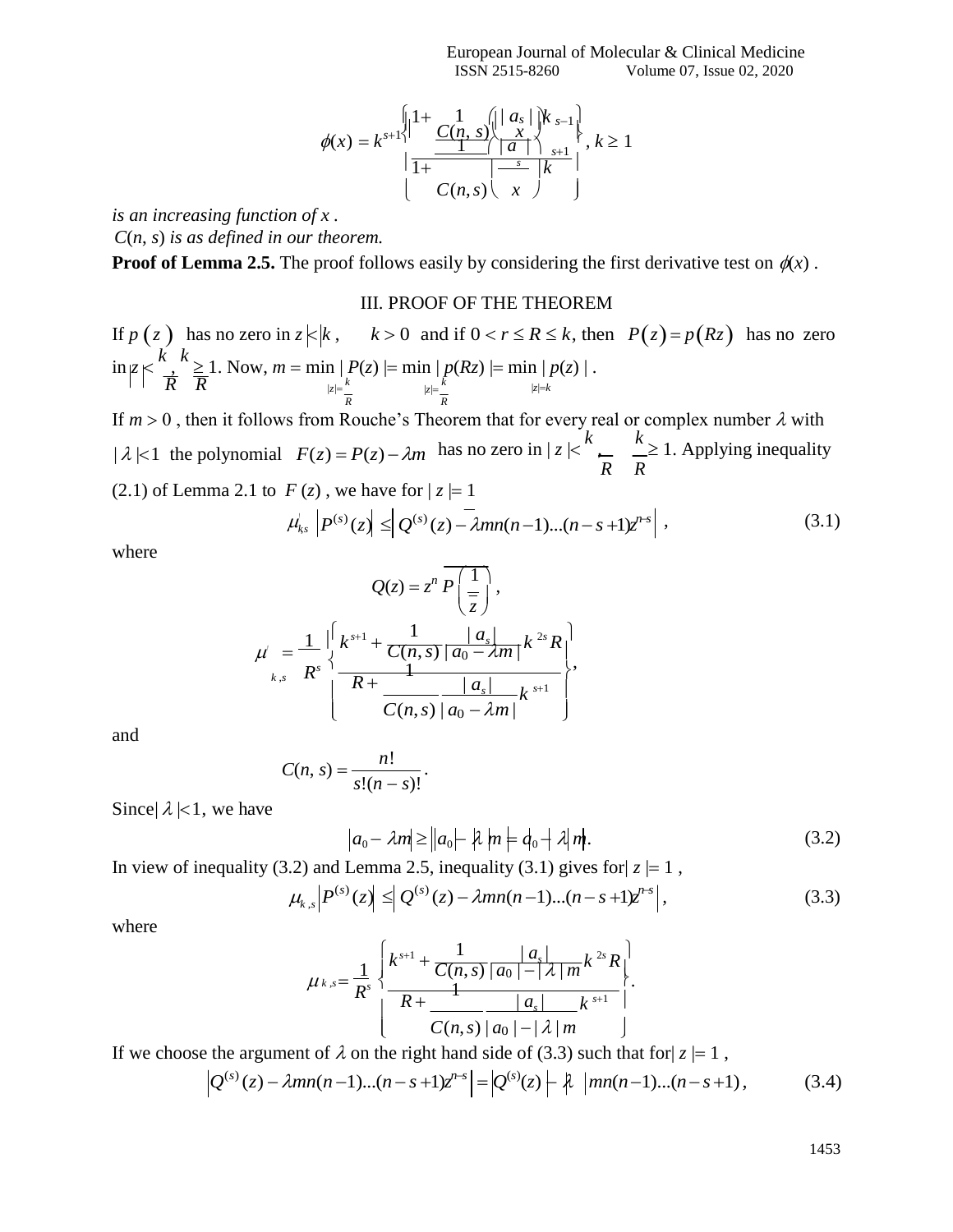$$\phi(x) = k^{s+1}\left\{\frac{1+\dfrac{1}{C(n,s)}\left(\dfrac{|a_s|}{x}\right)k^{s-1}}{1+\dfrac{1}{C(n,s)}\left(\dfrac{|a_s|}{x}\right)k^{s+1}}\right\},\ k \geq 1$$

*is an increasing function of* $x$ .

$C(n, s)$ *is as defined in our theorem.*

**Proof of Lemma 2.5.** The proof follows easily by considering the first derivative test on $\phi(x)$ .

## III. PROOF OF THE THEOREM

If $p(z)$ has no zero in $|z|<|k|$, $k>0$ and if $0<r \leq R \leq k$, then $P(z)=p(Rz)$ has no zero in $|z|<\frac{k}{R}, \frac{k}{R} \geq 1$. Now, $m=\min\limits_{|z|=\frac{k}{R}} |P(z)| = \min\limits_{|z|=\frac{k}{R}} |p(Rz)| = \min\limits_{|z|=k} |p(z)|$ .

If $m>0$ , then it follows from Rouche's Theorem that for every real or complex number $\lambda$ with $|\lambda|<1$ the polynomial $F(z)=P(z)-\lambda m$ has no zero in $|z|<\frac{k}{R}$, $\frac{k}{R} \geq 1$. Applying inequality (2.1) of Lemma 2.1 to $F(z)$ , we have for $|z|=1$

$$\mu'_{k,s}\left|P^{(s)}(z)\right| \leq \left|Q^{(s)}(z)-\bar{\lambda}mn(n-1)...(n-s+1)z^{n-s}\right| , \tag{3.1}$$

where

$$Q(z)=z^n\overline{P\left(\frac{1}{\bar{z}}\right)},$$

$$\mu'_{k,s}=\frac{1}{R^s}\left\{\frac{k^{s+1}+\dfrac{1}{C(n,s)}\dfrac{|a_s|}{|a_0-\lambda m|}k^{2s}R}{R+\dfrac{1}{C(n,s)}\dfrac{|a_s|}{|a_0-\lambda m|}k^{s+1}}\right\},$$

and

$$C(n,s)=\frac{n!}{s!(n-s)!}.$$

Since $|\lambda|<1$, we have

$$|a_0-\lambda m| \geq \big||a_0|-|\lambda|m\big| = |a_0|-|\lambda|m. \tag{3.2}$$

In view of inequality (3.2) and Lemma 2.5, inequality (3.1) gives for $|z|=1$ ,

$$\mu_{k,s}\left|P^{(s)}(z)\right| \leq \left|Q^{(s)}(z)-\bar{\lambda}mn(n-1)...(n-s+1)z^{n-s}\right| , \tag{3.3}$$

where

$$\mu_{k,s}=\frac{1}{R^s}\left\{\frac{k^{s+1}+\dfrac{1}{C(n,s)}\dfrac{|a_s|}{|a_0|-|\lambda|m}k^{2s}R}{R+\dfrac{1}{C(n,s)}\dfrac{|a_s|}{|a_0|-|\lambda|m}k^{s+1}}\right\}.$$

If we choose the argument of $\lambda$ on the right hand side of (3.3) such that for $|z|=1$ ,

$$\left|Q^{(s)}(z)-\bar{\lambda}mn(n-1)...(n-s+1)z^{n-s}\right| = \left|Q^{(s)}(z)\right|-|\lambda|\,mn(n-1)...(n-s+1), \tag{3.4}$$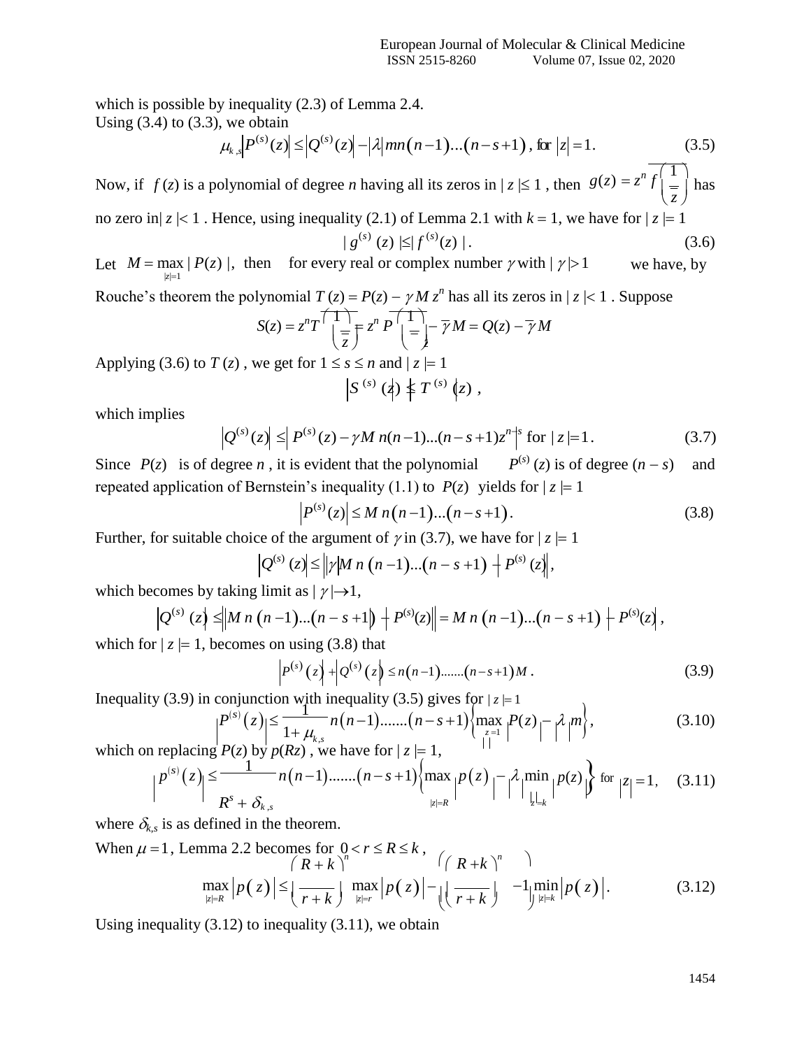which is possible by inequality (2.3) of Lemma 2.4.

Using (3.4) to (3.3), we obtain

$$\mu_{k,s}\left|P^{(s)}(z)\right| \le \left|Q^{(s)}(z)\right| - |\lambda| mn(n-1)...(n-s+1), \text{ for } |z|=1. \tag{3.5}$$

Now, if $f(z)$ is a polynomial of degree $n$ having all its zeros in $|z| \le 1$, then $g(z) = z^n \overline{f\left(\frac{1}{\overline{z}}\right)}$ has no zero in $|z| < 1$. Hence, using inequality (2.1) of Lemma 2.1 with $k = 1$, we have for $|z| = 1$

$$|g^{(s)}(z)| \le |f^{(s)}(z)|. \tag{3.6}$$

Let $M = \max_{|z|=1} |P(z)|$, then for every real or complex number $\gamma$ with $|\gamma| > 1$ we have, by Rouche's theorem the polynomial $T(z) = P(z) - \gamma M z^n$ has all its zeros in $|z| < 1$. Suppose

$$S(z) = z^n \overline{T\left(\frac{1}{\overline{z}}\right)} = z^n \overline{P\left(\frac{1}{\overline{z}}\right)} - \overline{\gamma} M = Q(z) - \overline{\gamma} M$$

Applying (3.6) to $T(z)$, we get for $1 \le s \le n$ and $|z| = 1$

$$\left|S^{(s)}(z)\right| \le \left|T^{(s)}(z)\right|,$$

which implies

$$\left|Q^{(s)}(z)\right| \le \left|P^{(s)}(z) - \gamma M\, n(n-1)...(n-s+1)z^{n-s}\right| \text{ for } |z|=1. \tag{3.7}$$

Since $P(z)$ is of degree $n$, it is evident that the polynomial $P^{(s)}(z)$ is of degree $(n-s)$ and repeated application of Bernstein's inequality (1.1) to $P(z)$ yields for $|z| = 1$

$$\left|P^{(s)}(z)\right| \le M\, n(n-1)...(n-s+1). \tag{3.8}$$

Further, for suitable choice of the argument of $\gamma$ in (3.7), we have for $|z| = 1$

$$\left|Q^{(s)}(z)\right| \le \left||\gamma| M\, n(n-1)...(n-s+1) - \left|P^{(s)}(z)\right|\right|,$$

which becomes by taking limit as $|\gamma| \to 1$,

$$\left|Q^{(s)}(z)\right| \le \left|M\, n(n-1)...(n-s+1) - \left|P^{(s)}(z)\right|\right| = M\, n(n-1)...(n-s+1) - \left|P^{(s)}(z)\right|,$$

which for $|z| = 1$, becomes on using (3.8) that

$$\left|P^{(s)}(z)\right| + \left|Q^{(s)}(z)\right| \le n(n-1).......(n-s+1)M. \tag{3.9}$$

Inequality (3.9) in conjunction with inequality (3.5) gives for $|z|=1$

$$\left|P^{(s)}(z)\right| \le \frac{1}{1+\mu_{k,s}} n(n-1).......(n-s+1)\left\{\max_{|z|=1}\left|P(z)\right| - |\lambda| m\right\}, \tag{3.10}$$

which on replacing $P(z)$ by $p(Rz)$, we have for $|z| = 1$,

$$\left|p^{(s)}(z)\right| \le \frac{1}{R^s + \delta_{k,s}} n(n-1).......(n-s+1)\left\{\max_{|z|=R}\left|p(z)\right| - |\lambda| \min_{|z|=k}\left|p(z)\right|\right\} \text{ for } |z|=1, \tag{3.11}$$

where $\delta_{k,s}$ is as defined in the theorem.

When $\mu = 1$, Lemma 2.2 becomes for $0 < r \le R \le k$,

$$\max_{|z|=R}\left|p(z)\right| \le \left(\frac{R+k}{r+k}\right)^n \max_{|z|=r}\left|p(z)\right| - \left(\left(\frac{R+k}{r+k}\right)^n - 1\right)\min_{|z|=k}\left|p(z)\right|. \tag{3.12}$$

Using inequality (3.12) to inequality (3.11), we obtain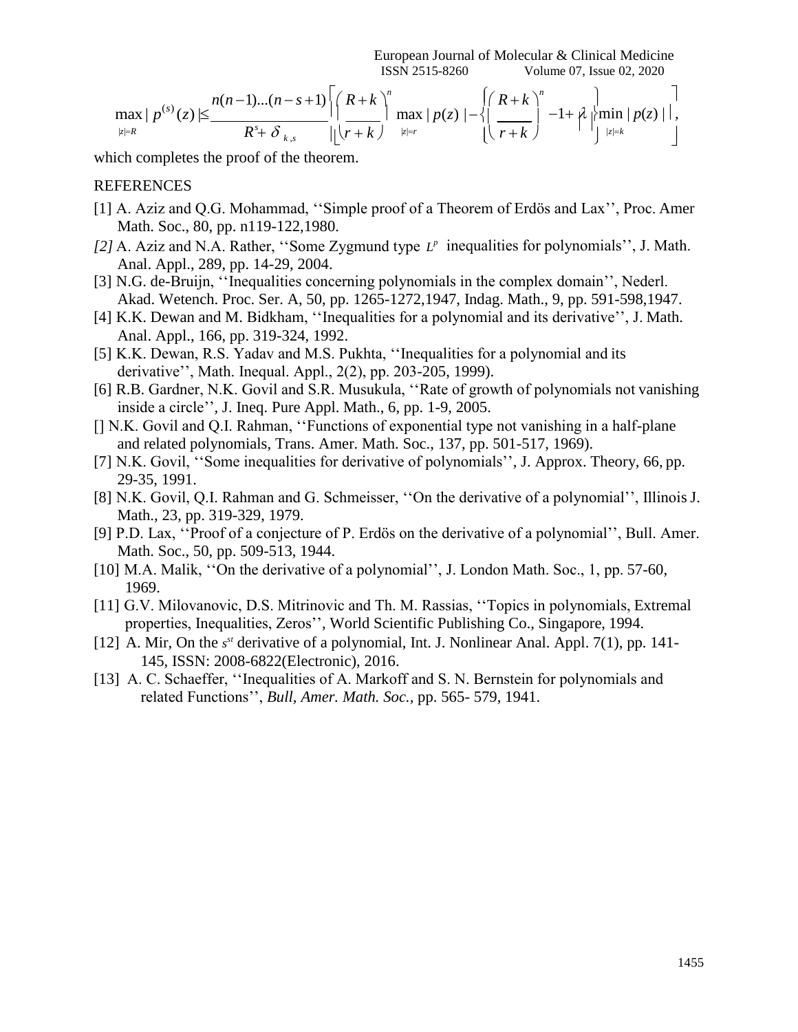$$\max_{|z|=R}|p^{(s)}(z)| \leq \frac{n(n-1)...(n-s+1)}{R^s + \delta_{k,s}}\left[\left(\frac{R+k}{r+k}\right)^n \max_{|z|=r}|p(z)| - \left\{\left(\frac{R+k}{r+k}\right)^n - 1 + \lambda\right\}\min_{|z|=k}|p(z)|\right],$$

which completes the proof of the theorem.

## REFERENCES

[1] A. Aziz and Q.G. Mohammad, ''Simple proof of a Theorem of Erdös and Lax'', Proc. Amer Math. Soc., 80, pp. n119-122,1980.

*[2]* A. Aziz and N.A. Rather, ''Some Zygmund type $L^p$ inequalities for polynomials'', J. Math. Anal. Appl., 289, pp. 14-29, 2004.

[3] N.G. de-Bruijn, ''Inequalities concerning polynomials in the complex domain'', Nederl. Akad. Wetench. Proc. Ser. A, 50, pp. 1265-1272,1947, Indag. Math., 9, pp. 591-598,1947.

[4] K.K. Dewan and M. Bidkham, ''Inequalities for a polynomial and its derivative'', J. Math. Anal. Appl., 166, pp. 319-324, 1992.

[5] K.K. Dewan, R.S. Yadav and M.S. Pukhta, ''Inequalities for a polynomial and its derivative'', Math. Inequal. Appl., 2(2), pp. 203-205, 1999).

[6] R.B. Gardner, N.K. Govil and S.R. Musukula, ''Rate of growth of polynomials not vanishing inside a circle'', J. Ineq. Pure Appl. Math., 6, pp. 1-9, 2005.

[] N.K. Govil and Q.I. Rahman, ''Functions of exponential type not vanishing in a half-plane and related polynomials, Trans. Amer. Math. Soc., 137, pp. 501-517, 1969).

[7] N.K. Govil, ''Some inequalities for derivative of polynomials'', J. Approx. Theory, 66, pp. 29-35, 1991.

[8] N.K. Govil, Q.I. Rahman and G. Schmeisser, ''On the derivative of a polynomial'', Illinois J. Math., 23, pp. 319-329, 1979.

[9] P.D. Lax, ''Proof of a conjecture of P. Erdös on the derivative of a polynomial'', Bull. Amer. Math. Soc., 50, pp. 509-513, 1944.

[10] M.A. Malik, ''On the derivative of a polynomial'', J. London Math. Soc., 1, pp. 57-60, 1969.

[11] G.V. Milovanovic, D.S. Mitrinovic and Th. M. Rassias, ''Topics in polynomials, Extremal properties, Inequalities, Zeros'', World Scientific Publishing Co., Singapore, 1994.

[12] A. Mir, On the $s^{st}$ derivative of a polynomial, Int. J. Nonlinear Anal. Appl. 7(1), pp. 141-145, ISSN: 2008-6822(Electronic), 2016.

[13] A. C. Schaeffer, ''Inequalities of A. Markoff and S. N. Bernstein for polynomials and related Functions'', *Bull, Amer. Math. Soc.,* pp. 565- 579, 1941.